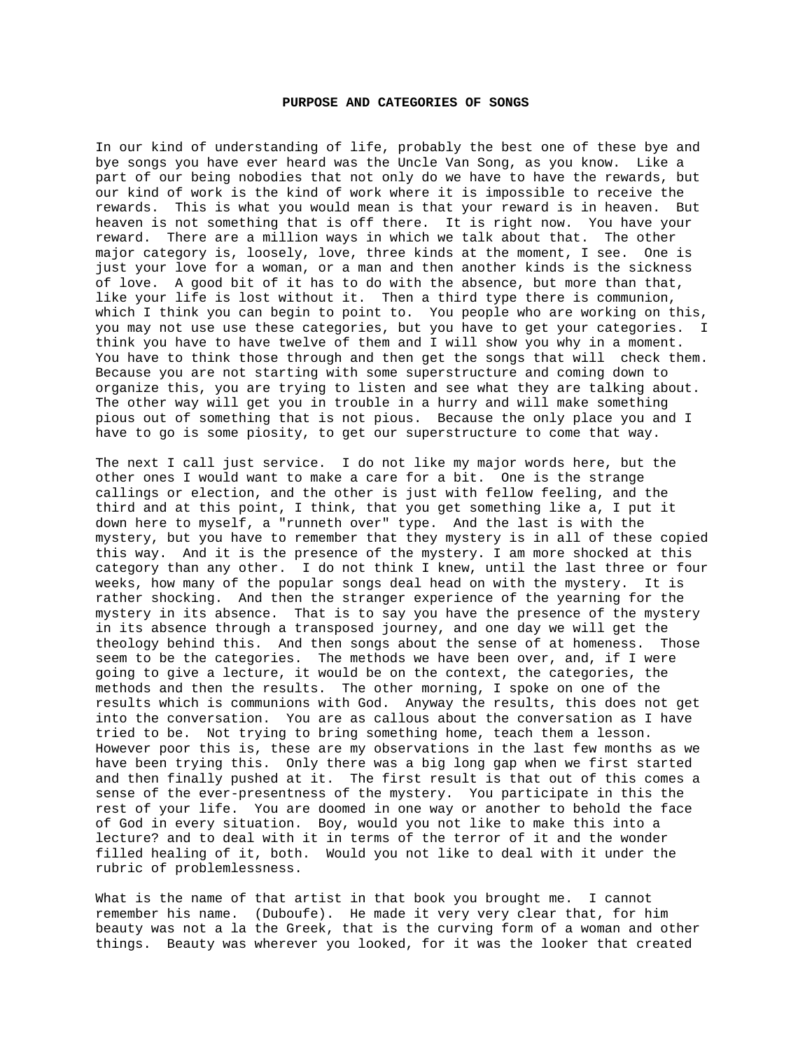## PURPOSE AND CATEGORIES OF SONGS

In our kind of understanding of life, probably the best one of these bye and bye songs you have ever heard was the Uncle Van Song, as you know. Like a part of our being nobodies that not only do we have to have the rewards, but our kind of work is the kind of work where it is impossible to receive the rewards. This is what you would mean is that your reward is in heaven. But heaven is not something that is off there. It is right now. You have your reward. There are a million ways in which we talk about that. The other major category is, loosely, love, three kinds at the moment, I see. One is just your love for a woman, or a man and then another kinds is the sickness of love. A good bit of it has to do with the absence, but more than that, like your life is lost without it. Then a third type there is communion, which I think you can begin to point to. You people who are working on this, you may not use use these categories, but you have to get your categories. I think you have to have twelve of them and I will show you why in a moment. You have to think those through and then get the songs that will check them. Because you are not starting with some superstructure and coming down to organize this, you are trying to listen and see what they are talking about. The other way will get you in trouble in a hurry and will make something pious out of something that is not pious. Because the only place you and I have to go is some piosity, to get our superstructure to come that way.

The next I call just service. I do not like my major words here, but the other ones I would want to make a care for a bit. One is the strange callings or election, and the other is just with fellow feeling, and the third and at this point, I think, that you get something like a, I put it down here to myself, a "runneth over" type. And the last is with the mystery, but you have to remember that they mystery is in all of these copied this way. And it is the presence of the mystery. I am more shocked at this category than any other. I do not think I knew, until the last three or four weeks, how many of the popular songs deal head on with the mystery. It is rather shocking. And then the stranger experience of the yearning for the mystery in its absence. That is to say you have the presence of the mystery in its absence through a transposed journey, and one day we will get the theology behind this. And then songs about the sense of at homeness. Those seem to be the categories. The methods we have been over, and, if I were going to give a lecture, it would be on the context, the categories, the methods and then the results. The other morning, I spoke on one of the results which is communions with God. Anyway the results, this does not get into the conversation. You are as callous about the conversation as I have tried to be. Not trying to bring something home, teach them a lesson. However poor this is, these are my observations in the last few months as we have been trying this. Only there was a big long gap when we first started and then finally pushed at it. The first result is that out of this comes a sense of the ever-presentness of the mystery. You participate in this the rest of your life. You are doomed in one way or another to behold the face of God in every situation. Boy, would you not like to make this into a lecture? and to deal with it in terms of the terror of it and the wonder filled healing of it, both. Would you not like to deal with it under the rubric of problemlessness.

What is the name of that artist in that book you brought me. I cannot remember his name. (Duboufe). He made it very very clear that, for him beauty was not a la the Greek, that is the curving form of a woman and other things. Beauty was wherever you looked, for it was the looker that created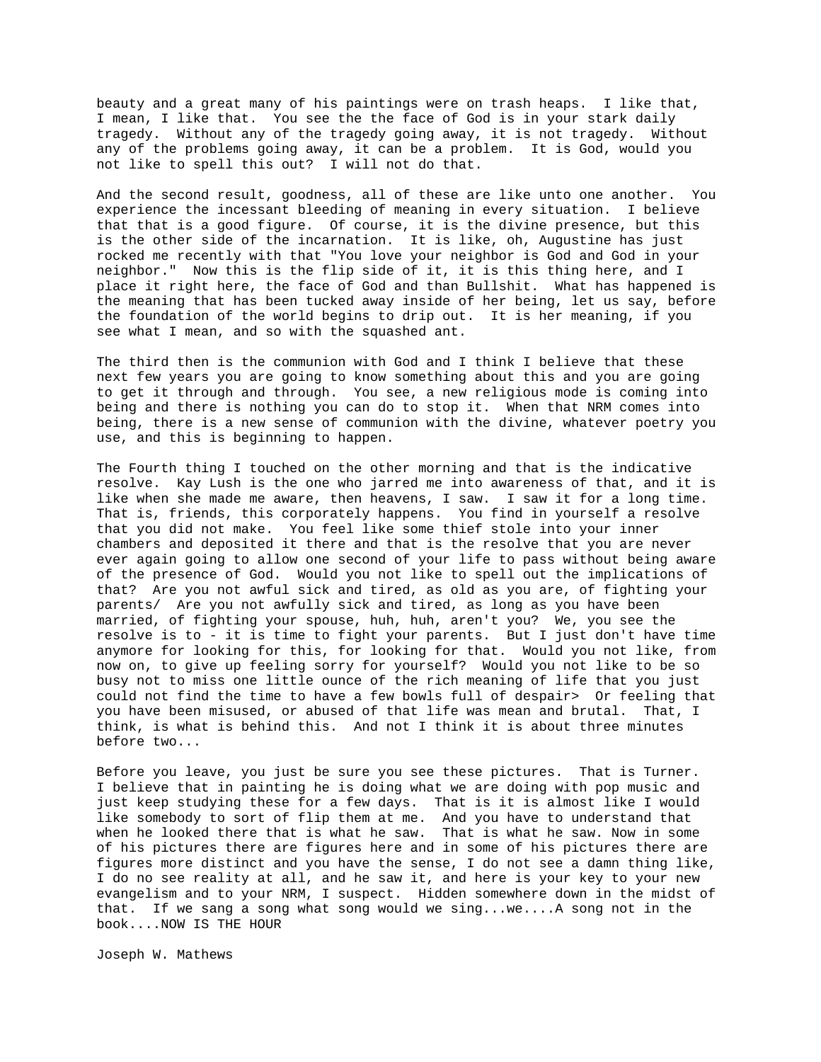beauty and a great many of his paintings were on trash heaps. I like that, I mean, I like that. You see the the face of God is in your stark daily tragedy. Without any of the tragedy going away, it is not tragedy. Without any of the problems going away, it can be a problem. It is God, would you not like to spell this out? I will not do that.

And the second result, goodness, all of these are like unto one another. You experience the incessant bleeding of meaning in every situation. I believe that that is a good figure. Of course, it is the divine presence, but this is the other side of the incarnation. It is like, oh, Augustine has just rocked me recently with that "You love your neighbor is God and God in your neighbor." Now this is the flip side of it, it is this thing here, and I place it right here, the face of God and than Bullshit. What has happened is the meaning that has been tucked away inside of her being, let us say, before the foundation of the world begins to drip out. It is her meaning, if you see what I mean, and so with the squashed ant.

The third then is the communion with God and I think I believe that these next few years you are going to know something about this and you are going to get it through and through. You see, a new religious mode is coming into being and there is nothing you can do to stop it. When that NRM comes into being, there is a new sense of communion with the divine, whatever poetry you use, and this is beginning to happen.

The Fourth thing I touched on the other morning and that is the indicative resolve. Kay Lush is the one who jarred me into awareness of that, and it is like when she made me aware, then heavens, I saw. I saw it for a long time. That is, friends, this corporately happens. You find in yourself a resolve that you did not make. You feel like some thief stole into your inner chambers and deposited it there and that is the resolve that you are never ever again going to allow one second of your life to pass without being aware of the presence of God. Would you not like to spell out the implications of that? Are you not awful sick and tired, as old as you are, of fighting your parents/ Are you not awfully sick and tired, as long as you have been married, of fighting your spouse, huh, huh, aren't you? We, you see the resolve is to - it is time to fight your parents. But I just don't have time anymore for looking for this, for looking for that. Would you not like, from now on, to give up feeling sorry for yourself? Would you not like to be so busy not to miss one little ounce of the rich meaning of life that you just could not find the time to have a few bowls full of despair> Or feeling that you have been misused, or abused of that life was mean and brutal. That, I think, is what is behind this. And not I think it is about three minutes before two...

Before you leave, you just be sure you see these pictures. That is Turner. I believe that in painting he is doing what we are doing with pop music and just keep studying these for a few days. That is it is almost like I would like somebody to sort of flip them at me. And you have to understand that when he looked there that is what he saw. That is what he saw. Now in some of his pictures there are figures here and in some of his pictures there are figures more distinct and you have the sense, I do not see a damn thing like, I do no see reality at all, and he saw it, and here is your key to your new evangelism and to your NRM, I suspect. Hidden somewhere down in the midst of that. If we sang a song what song would we sing...we....A song not in the book....NOW IS THE HOUR

Joseph W. Mathews